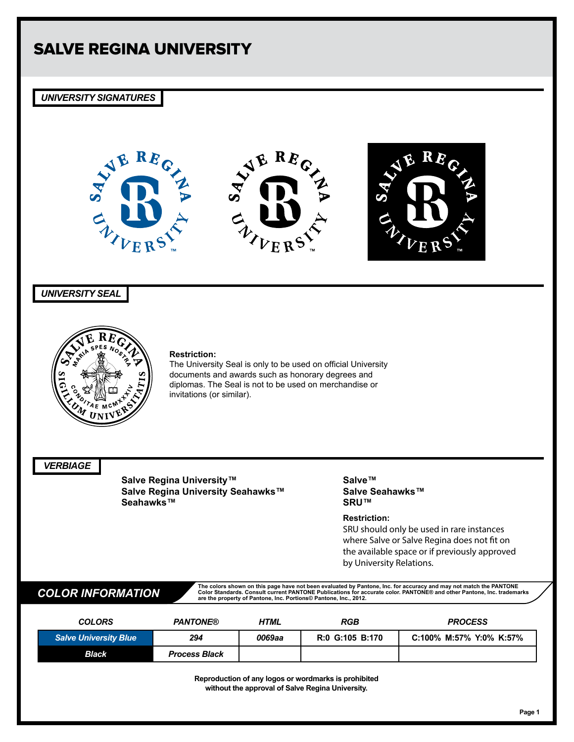# SALVE REGINA UNIVERSITY

## *UNIVERSITY SIGNATURES*

## *UNIVERSITY SEAL*

**Restriction:**
The University Seal is only to be used on official University documents and awards such as honorary degrees and diplomas. The Seal is not to be used on merchandise or invitations (or similar).

## *VERBIAGE*

**Salve Regina University™**
**Salve Regina University Seahawks™**
**Seahawks™**

**Salve™**
**Salve Seahawks™**
**SRU™**

**Restriction:**
SRU should only be used in rare instances where Salve or Salve Regina does not fit on the available space or if previously approved by University Relations.

## *COLOR INFORMATION*

**The colors shown on this page have not been evaluated by Pantone, Inc. for accuracy and may not match the PANTONE Color Standards. Consult current PANTONE Publications for accurate color. PANTONE® and other Pantone, Inc. trademarks are the property of Pantone, Inc. Portions© Pantone, Inc., 2012.**

| *COLORS* | *PANTONE®* | *HTML* | *RGB* | *PROCESS* |
|---|---|---|---|---|
| *Salve University Blue* | *294* | *0069aa* | R:0 G:105 B:170 | C:100% M:57% Y:0% K:57% |
| *Black* | *Process Black* | | | |

**Reproduction of any logos or wordmarks is prohibited without the approval of Salve Regina University.**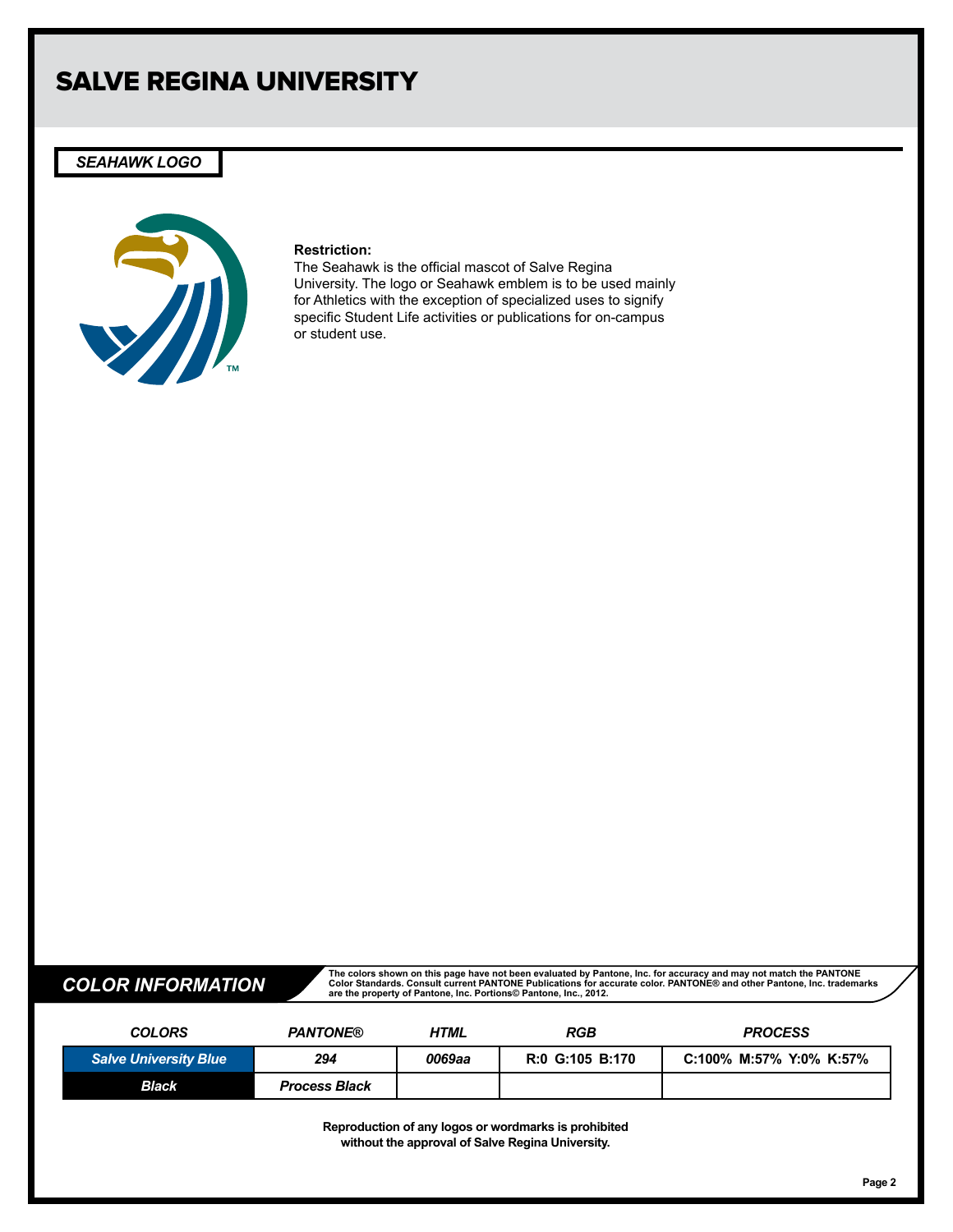# SALVE REGINA UNIVERSITY

## *SEAHAWK LOGO*

TM

**Restriction:**
The Seahawk is the official mascot of Salve Regina University. The logo or Seahawk emblem is to be used mainly for Athletics with the exception of specialized uses to signify specific Student Life activities or publications for on-campus or student use.

## *COLOR INFORMATION*

**The colors shown on this page have not been evaluated by Pantone, Inc. for accuracy and may not match the PANTONE Color Standards. Consult current PANTONE Publications for accurate color. PANTONE® and other Pantone, Inc. trademarks are the property of Pantone, Inc. Portions© Pantone, Inc., 2012.**

| *COLORS* | *PANTONE®* | *HTML* | *RGB* | *PROCESS* |
|---|---|---|---|---|
| ***Salve University Blue*** | ***294*** | ***0069aa*** | **R:0 G:105 B:170** | **C:100% M:57% Y:0% K:57%** |
| ***Black*** | ***Process Black*** | | | |

**Reproduction of any logos or wordmarks is prohibited without the approval of Salve Regina University.**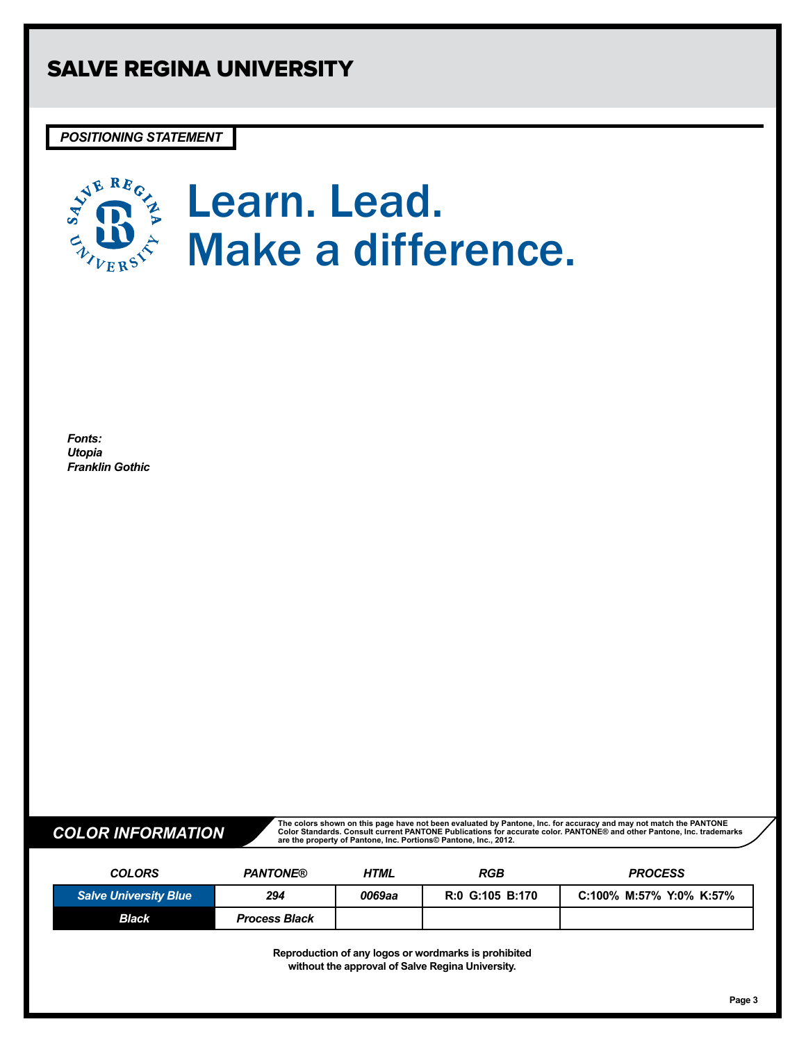# SALVE REGINA UNIVERSITY

## POSITIONING STATEMENT

# Learn. Lead.
# Make a difference.

***Fonts:***
***Utopia***
***Franklin Gothic***

## COLOR INFORMATION

**The colors shown on this page have not been evaluated by Pantone, Inc. for accuracy and may not match the PANTONE Color Standards. Consult current PANTONE Publications for accurate color. PANTONE® and other Pantone, Inc. trademarks are the property of Pantone, Inc. Portions© Pantone, Inc., 2012.**

| COLORS | PANTONE® | HTML | RGB | PROCESS |
| --- | --- | --- | --- | --- |
| Salve University Blue | 294 | 0069aa | R:0 G:105 B:170 | C:100% M:57% Y:0% K:57% |
| Black | Process Black | | | |

**Reproduction of any logos or wordmarks is prohibited without the approval of Salve Regina University.**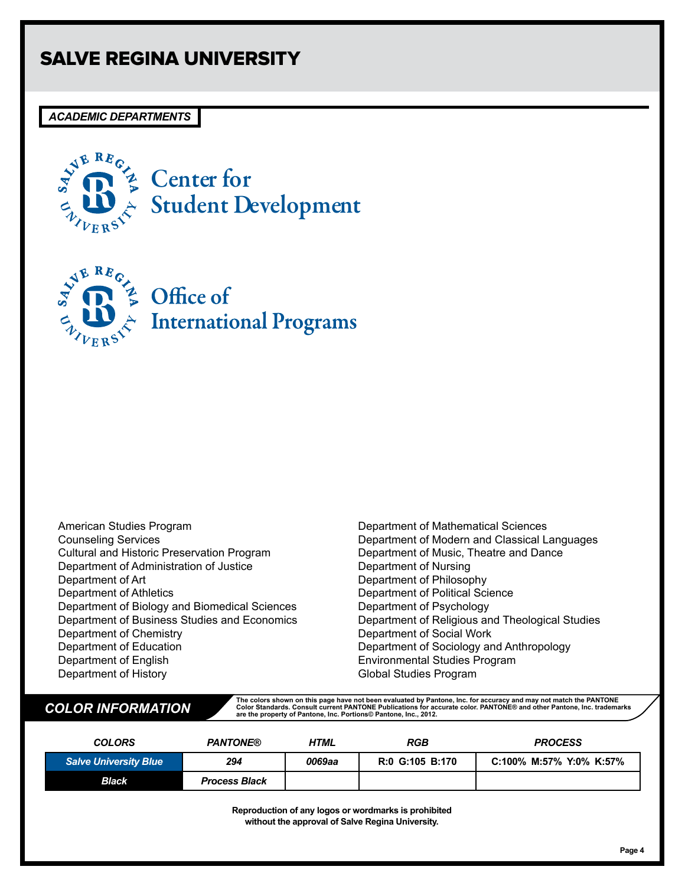# SALVE REGINA UNIVERSITY

## ACADEMIC DEPARTMENTS

Center for
Student Development

Office of
International Programs

- American Studies Program
- Counseling Services
- Cultural and Historic Preservation Program
- Department of Administration of Justice
- Department of Art
- Department of Athletics
- Department of Biology and Biomedical Sciences
- Department of Business Studies and Economics
- Department of Chemistry
- Department of Education
- Department of English
- Department of History
- Department of Mathematical Sciences
- Department of Modern and Classical Languages
- Department of Music, Theatre and Dance
- Department of Nursing
- Department of Philosophy
- Department of Political Science
- Department of Psychology
- Department of Religious and Theological Studies
- Department of Social Work
- Department of Sociology and Anthropology
- Environmental Studies Program
- Global Studies Program

## COLOR INFORMATION

**The colors shown on this page have not been evaluated by Pantone, Inc. for accuracy and may not match the PANTONE Color Standards. Consult current PANTONE Publications for accurate color. PANTONE® and other Pantone, Inc. trademarks are the property of Pantone, Inc. Portions© Pantone, Inc., 2012.**

| COLORS | PANTONE® | HTML | RGB | PROCESS |
|---|---|---|---|---|
| Salve University Blue | 294 | 0069aa | R:0 G:105 B:170 | C:100% M:57% Y:0% K:57% |
| Black | Process Black | | | |

**Reproduction of any logos or wordmarks is prohibited without the approval of Salve Regina University.**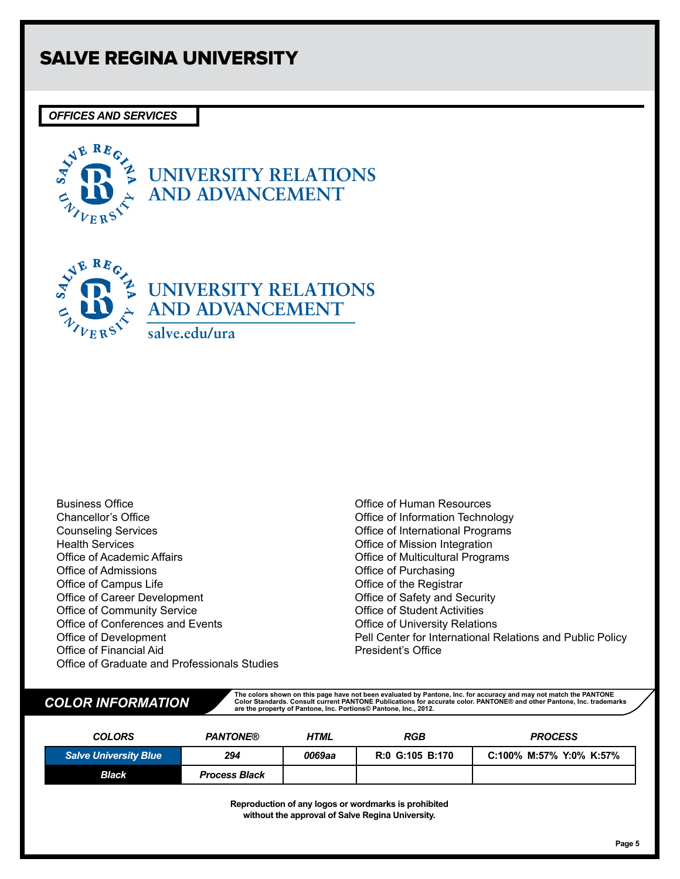# SALVE REGINA UNIVERSITY

## *OFFICES AND SERVICES*

UNIVERSITY RELATIONS AND ADVANCEMENT

UNIVERSITY RELATIONS AND ADVANCEMENT

salve.edu/ura

- Business Office
- Chancellor's Office
- Counseling Services
- Health Services
- Office of Academic Affairs
- Office of Admissions
- Office of Campus Life
- Office of Career Development
- Office of Community Service
- Office of Conferences and Events
- Office of Development
- Office of Financial Aid
- Office of Graduate and Professionals Studies
- Office of Human Resources
- Office of Information Technology
- Office of International Programs
- Office of Mission Integration
- Office of Multicultural Programs
- Office of Purchasing
- Office of the Registrar
- Office of Safety and Security
- Office of Student Activities
- Office of University Relations
- Pell Center for International Relations and Public Policy
- President's Office

## *COLOR INFORMATION*

**The colors shown on this page have not been evaluated by Pantone, Inc. for accuracy and may not match the PANTONE Color Standards. Consult current PANTONE Publications for accurate color. PANTONE® and other Pantone, Inc. trademarks are the property of Pantone, Inc. Portions© Pantone, Inc., 2012.**

| *COLORS* | *PANTONE®* | *HTML* | *RGB* | *PROCESS* |
|---|---|---|---|---|
| *Salve University Blue* | *294* | *0069aa* | R:0 G:105 B:170 | C:100% M:57% Y:0% K:57% |
| *Black* | *Process Black* | | | |

**Reproduction of any logos or wordmarks is prohibited without the approval of Salve Regina University.**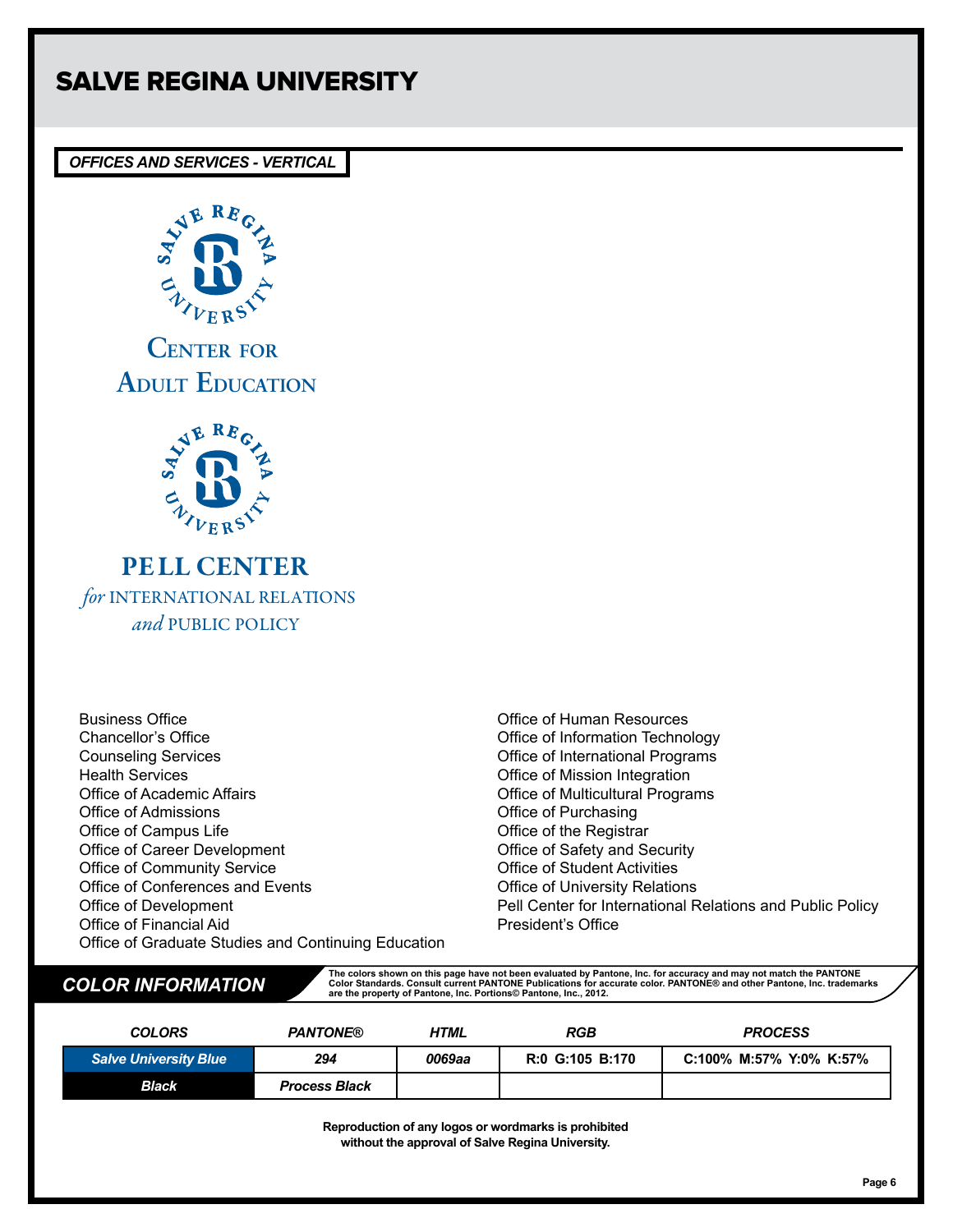# SALVE REGINA UNIVERSITY

## OFFICES AND SERVICES - VERTICAL

SALVE REGINA UNIVERSITY

CENTER FOR
ADULT EDUCATION

SALVE REGINA UNIVERSITY

PELL CENTER
*for* INTERNATIONAL RELATIONS
*and* PUBLIC POLICY

- Business Office
- Chancellor's Office
- Counseling Services
- Health Services
- Office of Academic Affairs
- Office of Admissions
- Office of Campus Life
- Office of Career Development
- Office of Community Service
- Office of Conferences and Events
- Office of Development
- Office of Financial Aid
- Office of Graduate Studies and Continuing Education
- Office of Human Resources
- Office of Information Technology
- Office of International Programs
- Office of Mission Integration
- Office of Multicultural Programs
- Office of Purchasing
- Office of the Registrar
- Office of Safety and Security
- Office of Student Activities
- Office of University Relations
- Pell Center for International Relations and Public Policy
- President's Office

## COLOR INFORMATION

**The colors shown on this page have not been evaluated by Pantone, Inc. for accuracy and may not match the PANTONE Color Standards. Consult current PANTONE Publications for accurate color. PANTONE® and other Pantone, Inc. trademarks are the property of Pantone, Inc. Portions© Pantone, Inc., 2012.**

| COLORS | PANTONE® | HTML | RGB | PROCESS |
|---|---|---|---|---|
| Salve University Blue | 294 | 0069aa | R:0 G:105 B:170 | C:100% M:57% Y:0% K:57% |
| Black | Process Black | | | |

**Reproduction of any logos or wordmarks is prohibited without the approval of Salve Regina University.**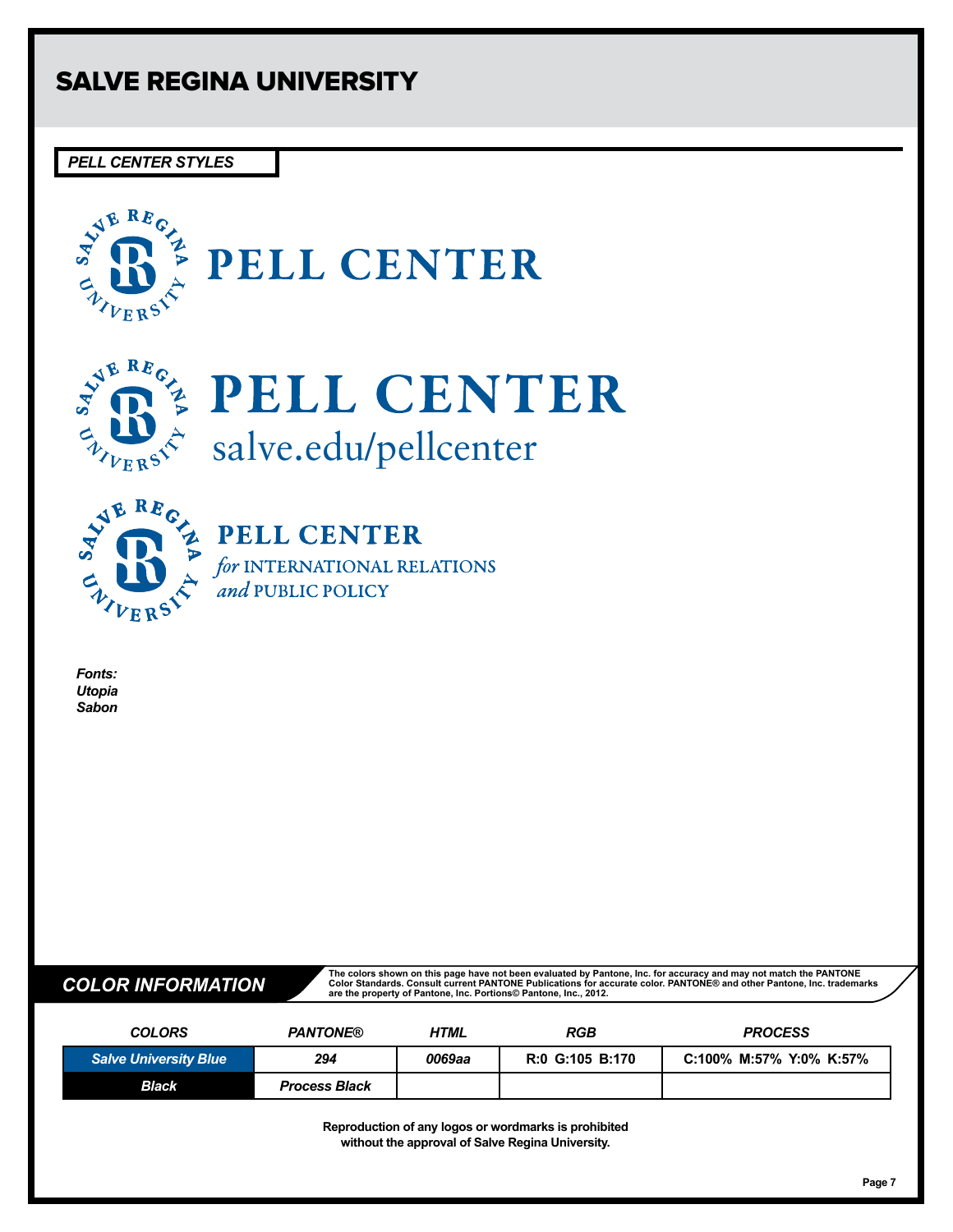# SALVE REGINA UNIVERSITY

## PELL CENTER STYLES

PELL CENTER

PELL CENTER
salve.edu/pellcenter

PELL CENTER
*for* INTERNATIONAL RELATIONS
*and* PUBLIC POLICY

***Fonts:***
***Utopia***
***Sabon***

## COLOR INFORMATION

**The colors shown on this page have not been evaluated by Pantone, Inc. for accuracy and may not match the PANTONE Color Standards. Consult current PANTONE Publications for accurate color. PANTONE® and other Pantone, Inc. trademarks are the property of Pantone, Inc. Portions© Pantone, Inc., 2012.**

| COLORS | PANTONE® | HTML | RGB | PROCESS |
|---|---|---|---|---|
| Salve University Blue | 294 | 0069aa | R:0 G:105 B:170 | C:100% M:57% Y:0% K:57% |
| Black | Process Black | | | |

**Reproduction of any logos or wordmarks is prohibited without the approval of Salve Regina University.**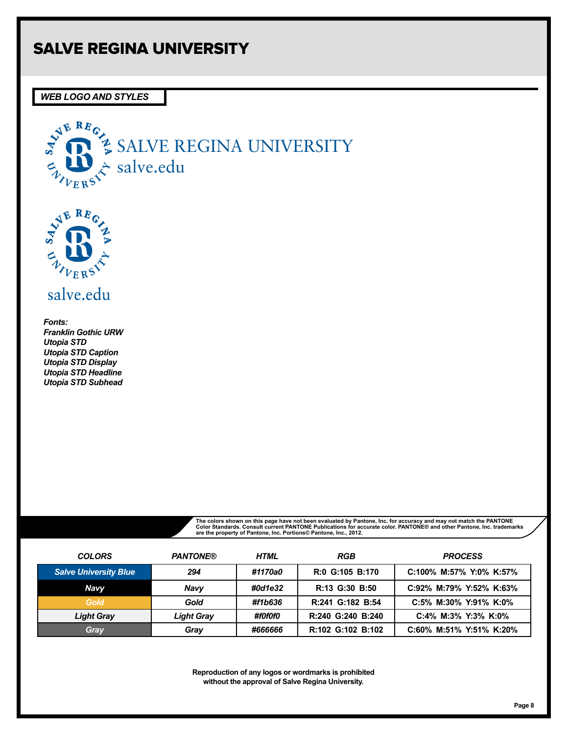# SALVE REGINA UNIVERSITY

## *WEB LOGO AND STYLES*

SALVE REGINA UNIVERSITY
salve.edu

salve.edu

***Fonts:***
***Franklin Gothic URW***
***Utopia STD***
***Utopia STD Caption***
***Utopia STD Display***
***Utopia STD Headline***
***Utopia STD Subhead***

**The colors shown on this page have not been evaluated by Pantone, Inc. for accuracy and may not match the PANTONE Color Standards. Consult current PANTONE Publications for accurate color. PANTONE® and other Pantone, Inc. trademarks are the property of Pantone, Inc. Portions© Pantone, Inc., 2012.**

| COLORS | PANTONE® | HTML | RGB | PROCESS |
|---|---|---|---|---|
| Salve University Blue | 294 | #1170a0 | R:0 G:105 B:170 | C:100% M:57% Y:0% K:57% |
| Navy | Navy | #0d1e32 | R:13 G:30 B:50 | C:92% M:79% Y:52% K:63% |
| Gold | Gold | #f1b636 | R:241 G:182 B:54 | C:5% M:30% Y:91% K:0% |
| Light Gray | Light Gray | #f0f0f0 | R:240 G:240 B:240 | C:4% M:3% Y:3% K:0% |
| Gray | Gray | #666666 | R:102 G:102 B:102 | C:60% M:51% Y:51% K:20% |

**Reproduction of any logos or wordmarks is prohibited without the approval of Salve Regina University.**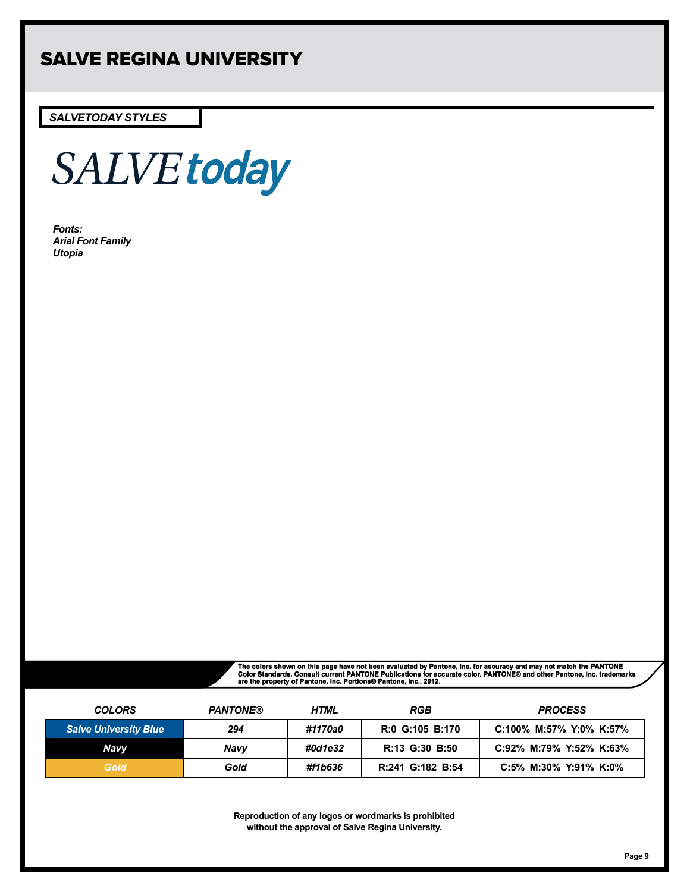# SALVE REGINA UNIVERSITY

## *SALVETODAY STYLES*

SALVE *today*

***Fonts:***
***Arial Font Family***
***Utopia***

**The colors shown on this page have not been evaluated by Pantone, Inc. for accuracy and may not match the PANTONE Color Standards. Consult current PANTONE Publications for accurate color. PANTONE® and other Pantone, Inc. trademarks are the property of Pantone, Inc. Portions© Pantone, Inc., 2012.**

| *COLORS* | *PANTONE®* | *HTML* | *RGB* | *PROCESS* |
|---|---|---|---|---|
| *Salve University Blue* | *294* | *#1170a0* | R:0 G:105 B:170 | C:100% M:57% Y:0% K:57% |
| *Navy* | *Navy* | *#0d1e32* | R:13 G:30 B:50 | C:92% M:79% Y:52% K:63% |
| *Gold* | *Gold* | *#f1b636* | R:241 G:182 B:54 | C:5% M:30% Y:91% K:0% |

**Reproduction of any logos or wordmarks is prohibited without the approval of Salve Regina University.**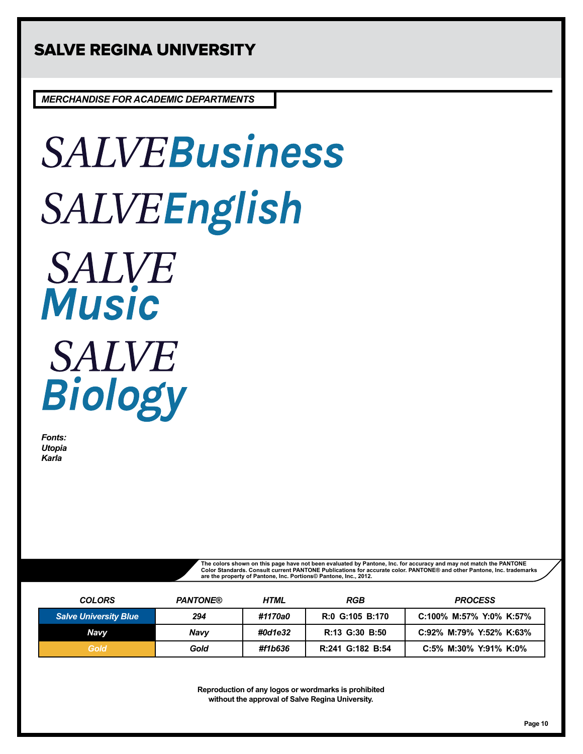# SALVE REGINA UNIVERSITY

***MERCHANDISE FOR ACADEMIC DEPARTMENTS***

*SALVE***Business**

*SALVE***English**

*SALVE*
***Music***

*SALVE*
***Biology***

***Fonts:***
***Utopia***
***Karla***

**The colors shown on this page have not been evaluated by Pantone, Inc. for accuracy and may not match the PANTONE Color Standards. Consult current PANTONE Publications for accurate color. PANTONE® and other Pantone, Inc. trademarks are the property of Pantone, Inc. Portions© Pantone, Inc., 2012.**

| COLORS | PANTONE® | HTML | RGB | PROCESS |
|---|---|---|---|---|
| Salve University Blue | 294 | #1170a0 | R:0 G:105 B:170 | C:100% M:57% Y:0% K:57% |
| Navy | Navy | #0d1e32 | R:13 G:30 B:50 | C:92% M:79% Y:52% K:63% |
| Gold | Gold | #f1b636 | R:241 G:182 B:54 | C:5% M:30% Y:91% K:0% |

**Reproduction of any logos or wordmarks is prohibited without the approval of Salve Regina University.**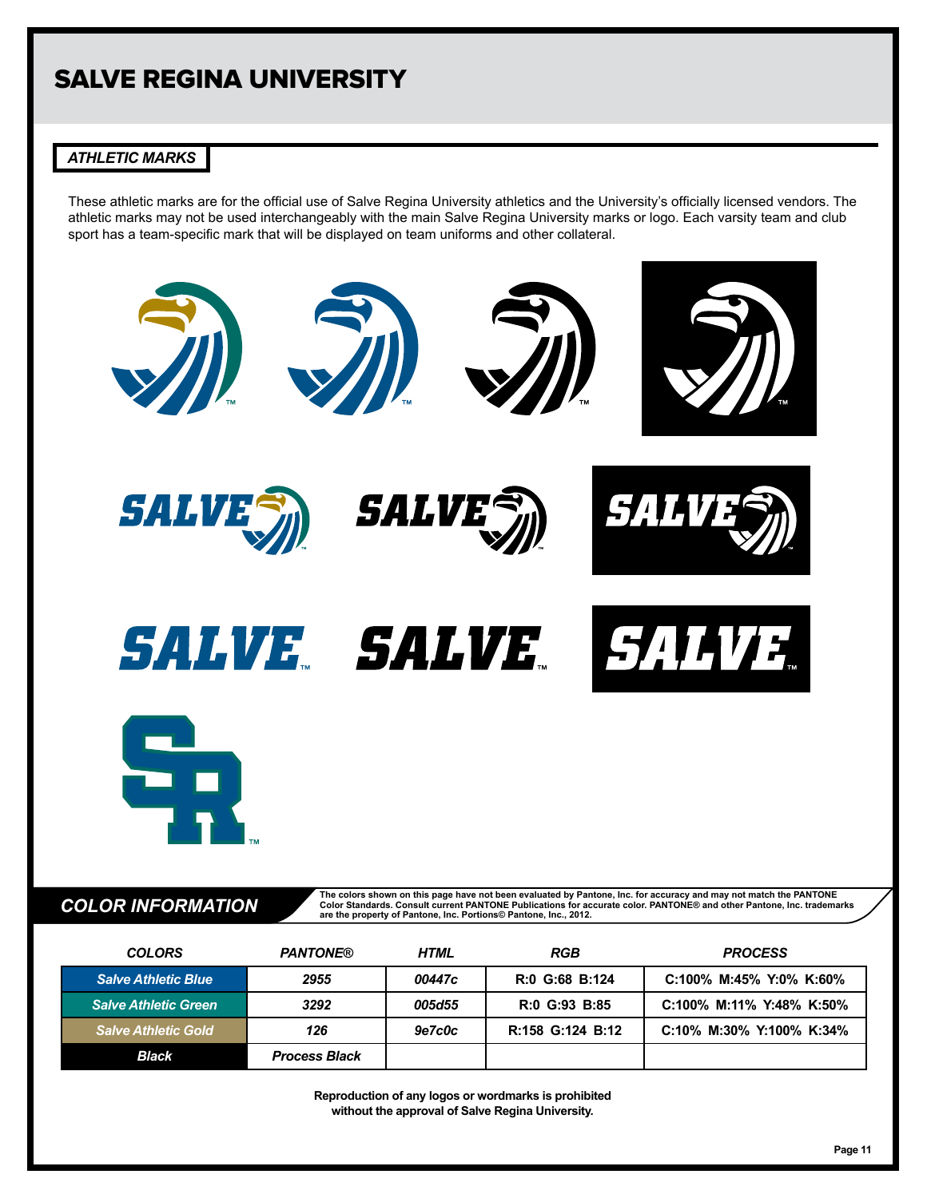# SALVE REGINA UNIVERSITY

## ATHLETIC MARKS

These athletic marks are for the official use of Salve Regina University athletics and the University's officially licensed vendors. The athletic marks may not be used interchangeably with the main Salve Regina University marks or logo. Each varsity team and club sport has a team-specific mark that will be displayed on team uniforms and other collateral.

## COLOR INFORMATION

The colors shown on this page have not been evaluated by Pantone, Inc. for accuracy and may not match the PANTONE Color Standards. Consult current PANTONE Publications for accurate color. PANTONE® and other Pantone, Inc. trademarks are the property of Pantone, Inc. Portions© Pantone, Inc., 2012.

| COLORS | PANTONE® | HTML | RGB | PROCESS |
|---|---|---|---|---|
| Salve Athletic Blue | 2955 | 00447c | R:0 G:68 B:124 | C:100% M:45% Y:0% K:60% |
| Salve Athletic Green | 3292 | 005d55 | R:0 G:93 B:85 | C:100% M:11% Y:48% K:50% |
| Salve Athletic Gold | 126 | 9e7c0c | R:158 G:124 B:12 | C:10% M:30% Y:100% K:34% |
| Black | Process Black | | | |

**Reproduction of any logos or wordmarks is prohibited without the approval of Salve Regina University.**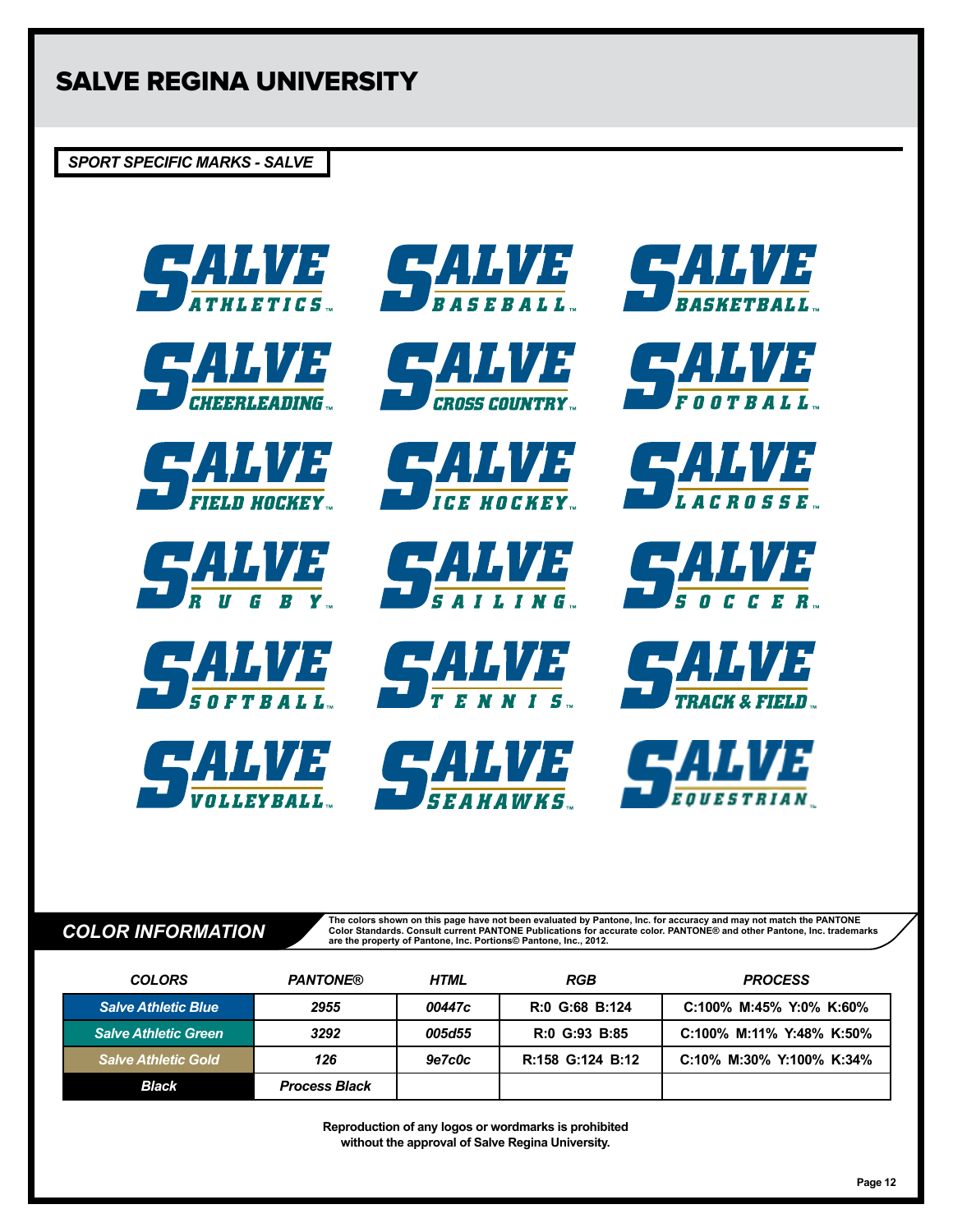# SALVE REGINA UNIVERSITY

## SPORT SPECIFIC MARKS - SALVE

SALVE ATHLETICS™

SALVE BASEBALL™

SALVE BASKETBALL™

SALVE CHEERLEADING™

SALVE CROSS COUNTRY™

SALVE FOOTBALL™

SALVE FIELD HOCKEY™

SALVE ICE HOCKEY™

SALVE LACROSSE™

SALVE RUGBY™

SALVE SAILING™

SALVE SOCCER™

SALVE SOFTBALL™

SALVE TENNIS™

SALVE TRACK & FIELD™

SALVE VOLLEYBALL™

SALVE SEAHAWKS™

SALVE EQUESTRIAN™

## COLOR INFORMATION

**The colors shown on this page have not been evaluated by Pantone, Inc. for accuracy and may not match the PANTONE Color Standards. Consult current PANTONE Publications for accurate color. PANTONE® and other Pantone, Inc. trademarks are the property of Pantone, Inc. Portions© Pantone, Inc., 2012.**

| COLORS | PANTONE® | HTML | RGB | PROCESS |
|---|---|---|---|---|
| Salve Athletic Blue | 2955 | 00447c | R:0 G:68 B:124 | C:100% M:45% Y:0% K:60% |
| Salve Athletic Green | 3292 | 005d55 | R:0 G:93 B:85 | C:100% M:11% Y:48% K:50% |
| Salve Athletic Gold | 126 | 9e7c0c | R:158 G:124 B:12 | C:10% M:30% Y:100% K:34% |
| Black | Process Black | | | |

**Reproduction of any logos or wordmarks is prohibited without the approval of Salve Regina University.**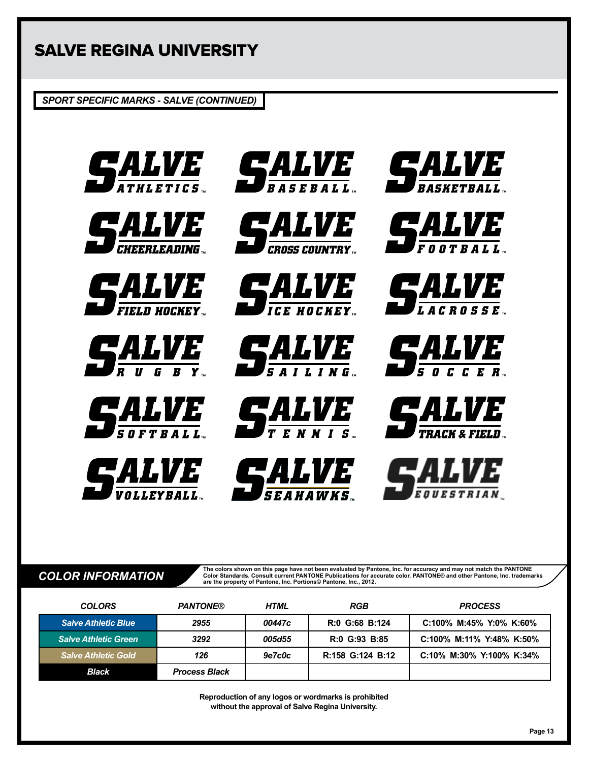# SALVE REGINA UNIVERSITY

## SPORT SPECIFIC MARKS - SALVE (CONTINUED)

SALVE ATHLETICS™ | SALVE BASEBALL™ | SALVE BASKETBALL™

SALVE CHEERLEADING™ | SALVE CROSS COUNTRY™ | SALVE FOOTBALL™

SALVE FIELD HOCKEY™ | SALVE ICE HOCKEY™ | SALVE LACROSSE™

SALVE RUGBY™ | SALVE SAILING™ | SALVE SOCCER™

SALVE SOFTBALL™ | SALVE TENNIS™ | SALVE TRACK & FIELD™

SALVE VOLLEYBALL™ | SALVE SEAHAWKS™ | SALVE EQUESTRIAN™

## COLOR INFORMATION

The colors shown on this page have not been evaluated by Pantone, Inc. for accuracy and may not match the PANTONE Color Standards. Consult current PANTONE Publications for accurate color. PANTONE® and other Pantone, Inc. trademarks are the property of Pantone, Inc. Portions© Pantone, Inc., 2012.

| COLORS | PANTONE® | HTML | RGB | PROCESS |
|---|---|---|---|---|
| Salve Athletic Blue | 2955 | 00447c | R:0 G:68 B:124 | C:100% M:45% Y:0% K:60% |
| Salve Athletic Green | 3292 | 005d55 | R:0 G:93 B:85 | C:100% M:11% Y:48% K:50% |
| Salve Athletic Gold | 126 | 9e7c0c | R:158 G:124 B:12 | C:10% M:30% Y:100% K:34% |
| Black | Process Black | | | |

**Reproduction of any logos or wordmarks is prohibited without the approval of Salve Regina University.**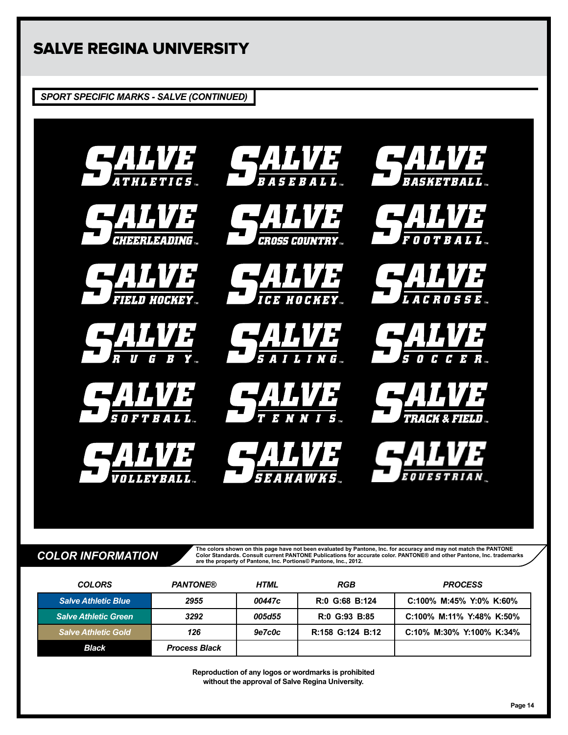# SALVE REGINA UNIVERSITY

## *SPORT SPECIFIC MARKS - SALVE (CONTINUED)*

SALVE ATHLETICS™
SALVE BASEBALL™
SALVE BASKETBALL™
SALVE CHEERLEADING™
SALVE CROSS COUNTRY™
SALVE FOOTBALL™
SALVE FIELD HOCKEY™
SALVE ICE HOCKEY™
SALVE LACROSSE™
SALVE RUGBY™
SALVE SAILING™
SALVE SOCCER™
SALVE SOFTBALL™
SALVE TENNIS™
SALVE TRACK & FIELD™
SALVE VOLLEYBALL™
SALVE SEAHAWKS™
SALVE EQUESTRIAN™

## *COLOR INFORMATION*

**The colors shown on this page have not been evaluated by Pantone, Inc. for accuracy and may not match the PANTONE Color Standards. Consult current PANTONE Publications for accurate color. PANTONE® and other Pantone, Inc. trademarks are the property of Pantone, Inc. Portions© Pantone, Inc., 2012.**

| *COLORS* | *PANTONE®* | *HTML* | *RGB* | *PROCESS* |
|---|---|---|---|---|
| *Salve Athletic Blue* | *2955* | *00447c* | R:0 G:68 B:124 | C:100% M:45% Y:0% K:60% |
| *Salve Athletic Green* | *3292* | *005d55* | R:0 G:93 B:85 | C:100% M:11% Y:48% K:50% |
| *Salve Athletic Gold* | *126* | *9e7c0c* | R:158 G:124 B:12 | C:10% M:30% Y:100% K:34% |
| *Black* | *Process Black* | | | |

**Reproduction of any logos or wordmarks is prohibited without the approval of Salve Regina University.**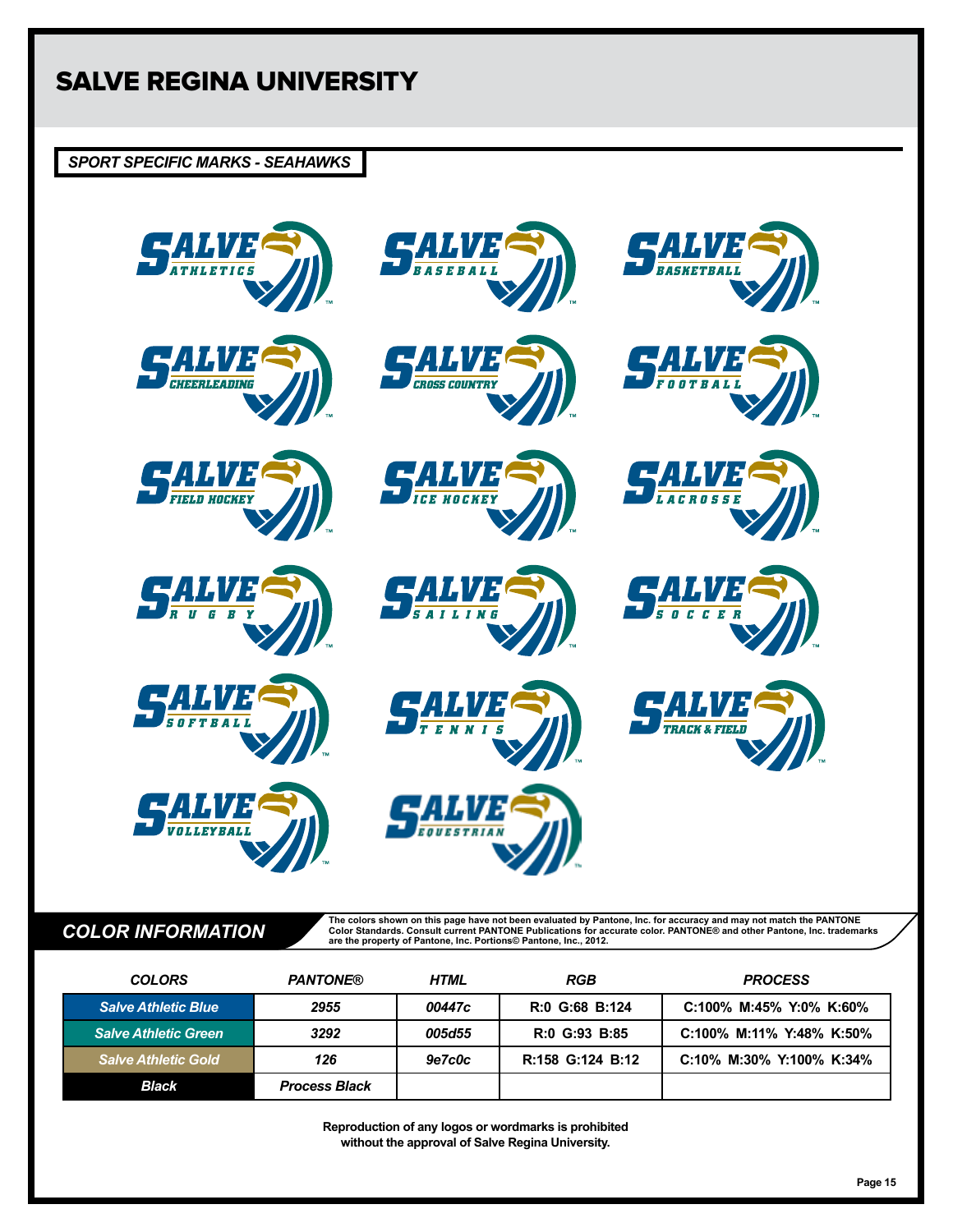# SALVE REGINA UNIVERSITY

## SPORT SPECIFIC MARKS - SEAHAWKS

SALVE ATHLETICS ™

SALVE BASEBALL ™

SALVE BASKETBALL ™

SALVE CHEERLEADING ™

SALVE CROSS COUNTRY ™

SALVE FOOTBALL ™

SALVE FIELD HOCKEY ™

SALVE ICE HOCKEY ™

SALVE LACROSSE ™

SALVE RUGBY ™

SALVE SAILING ™

SALVE SOCCER ™

SALVE SOFTBALL ™

SALVE TENNIS ™

SALVE TRACK & FIELD ™

SALVE VOLLEYBALL ™

SALVE EQUESTRIAN ™

## COLOR INFORMATION

The colors shown on this page have not been evaluated by Pantone, Inc. for accuracy and may not match the PANTONE Color Standards. Consult current PANTONE Publications for accurate color. PANTONE® and other Pantone, Inc. trademarks are the property of Pantone, Inc. Portions© Pantone, Inc., 2012.

| COLORS | PANTONE® | HTML | RGB | PROCESS |
|---|---|---|---|---|
| Salve Athletic Blue | 2955 | 00447c | R:0 G:68 B:124 | C:100% M:45% Y:0% K:60% |
| Salve Athletic Green | 3292 | 005d55 | R:0 G:93 B:85 | C:100% M:11% Y:48% K:50% |
| Salve Athletic Gold | 126 | 9e7c0c | R:158 G:124 B:12 | C:10% M:30% Y:100% K:34% |
| Black | Process Black | | | |

**Reproduction of any logos or wordmarks is prohibited without the approval of Salve Regina University.**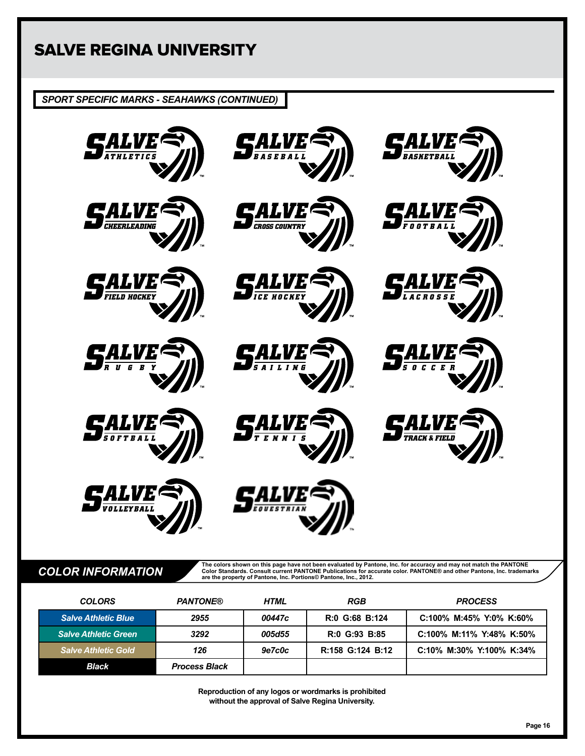# SALVE REGINA UNIVERSITY

## SPORT SPECIFIC MARKS - SEAHAWKS (CONTINUED)

SALVE ATHLETICS™ SALVE BASEBALL™ SALVE BASKETBALL™

SALVE CHEERLEADING™ SALVE CROSS COUNTRY™ SALVE FOOTBALL™

SALVE FIELD HOCKEY™ SALVE ICE HOCKEY™ SALVE LACROSSE™

SALVE RUGBY™ SALVE SAILING™ SALVE SOCCER™

SALVE SOFTBALL™ SALVE TENNIS™ SALVE TRACK & FIELD™

SALVE VOLLEYBALL™ SALVE EQUESTRIAN™

## COLOR INFORMATION

The colors shown on this page have not been evaluated by Pantone, Inc. for accuracy and may not match the PANTONE Color Standards. Consult current PANTONE Publications for accurate color. PANTONE® and other Pantone, Inc. trademarks are the property of Pantone, Inc. Portions© Pantone, Inc., 2012.

| COLORS | PANTONE® | HTML | RGB | PROCESS |
|---|---|---|---|---|
| Salve Athletic Blue | 2955 | 00447c | R:0 G:68 B:124 | C:100% M:45% Y:0% K:60% |
| Salve Athletic Green | 3292 | 005d55 | R:0 G:93 B:85 | C:100% M:11% Y:48% K:50% |
| Salve Athletic Gold | 126 | 9e7c0c | R:158 G:124 B:12 | C:10% M:30% Y:100% K:34% |
| Black | Process Black | | | |

**Reproduction of any logos or wordmarks is prohibited without the approval of Salve Regina University.**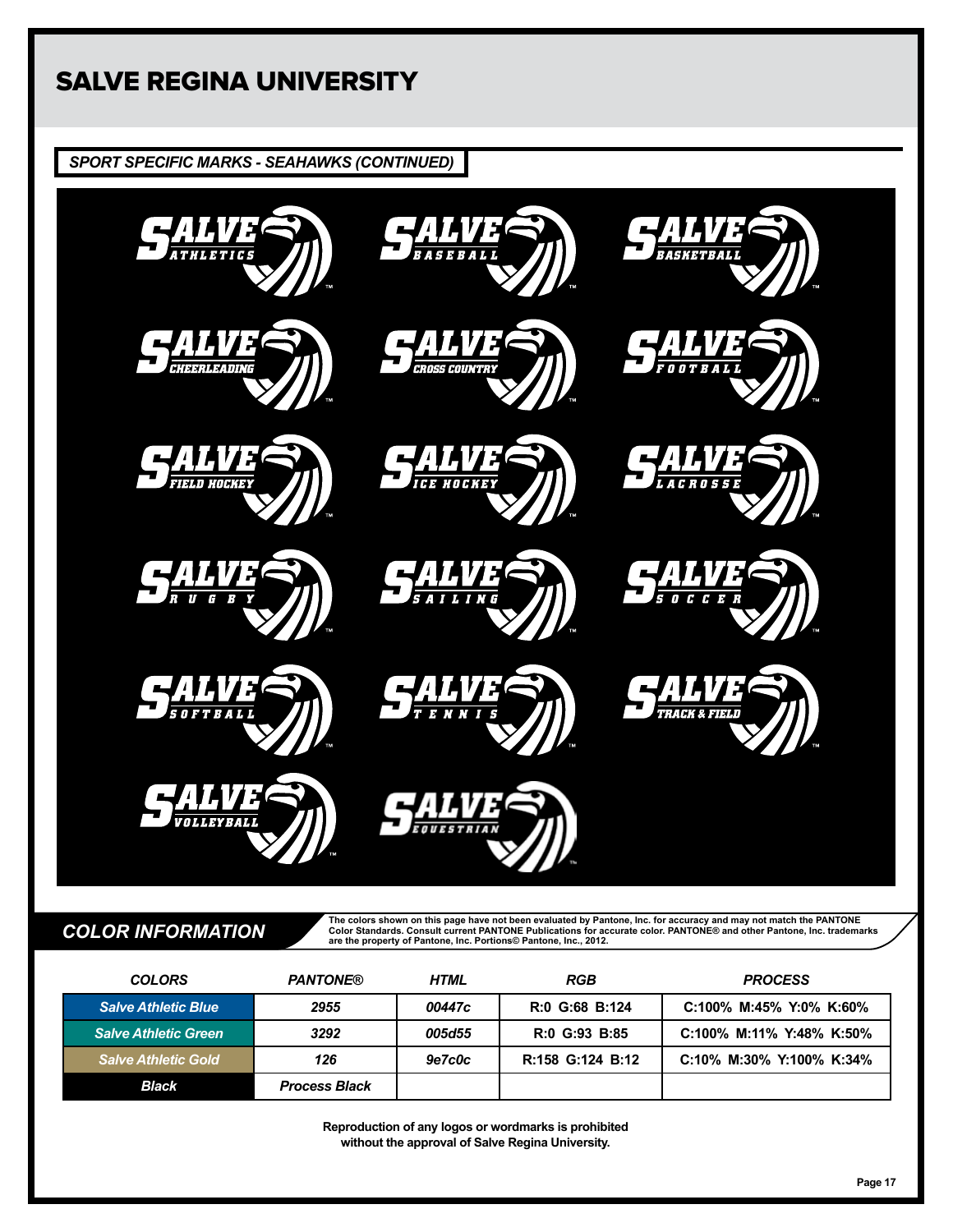# SALVE REGINA UNIVERSITY

## SPORT SPECIFIC MARKS - SEAHAWKS (CONTINUED)

SALVE ATHLETICS
SALVE BASEBALL
SALVE BASKETBALL
SALVE CHEERLEADING
SALVE CROSS COUNTRY
SALVE FOOTBALL
SALVE FIELD HOCKEY
SALVE ICE HOCKEY
SALVE LACROSSE
SALVE RUGBY
SALVE SAILING
SALVE SOCCER
SALVE SOFTBALL
SALVE TENNIS
SALVE TRACK & FIELD
SALVE VOLLEYBALL
SALVE EQUESTRIAN

## COLOR INFORMATION

**The colors shown on this page have not been evaluated by Pantone, Inc. for accuracy and may not match the PANTONE Color Standards. Consult current PANTONE Publications for accurate color. PANTONE® and other Pantone, Inc. trademarks are the property of Pantone, Inc. Portions© Pantone, Inc., 2012.**

| COLORS | PANTONE® | HTML | RGB | PROCESS |
|---|---|---|---|---|
| Salve Athletic Blue | 2955 | 00447c | R:0 G:68 B:124 | C:100% M:45% Y:0% K:60% |
| Salve Athletic Green | 3292 | 005d55 | R:0 G:93 B:85 | C:100% M:11% Y:48% K:50% |
| Salve Athletic Gold | 126 | 9e7c0c | R:158 G:124 B:12 | C:10% M:30% Y:100% K:34% |
| Black | Process Black | | | |

**Reproduction of any logos or wordmarks is prohibited without the approval of Salve Regina University.**